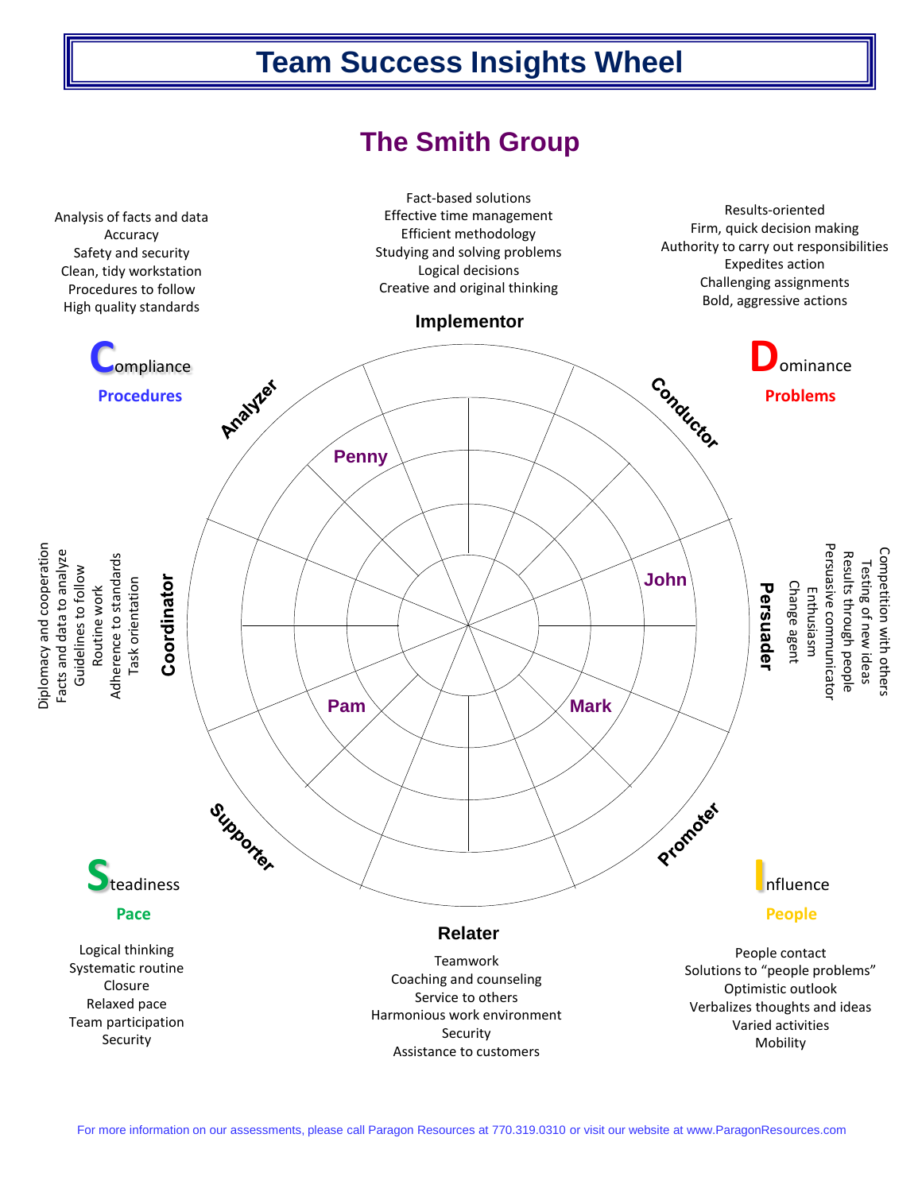# Team Success Insights Wheel

## The Smith Group

**Compliance**

**Procedures**

- Analysis of facts and data
- Accuracy
- Safety and security
- Clean, tidy workstation
- Procedures to follow
- High quality standards

**Implementor**

- Fact-based solutions
- Effective time management
- Efficient methodology
- Studying and solving problems
- Logical decisions
- Creative and original thinking

**Dominance**

**Problems**

- Results-oriented
- Firm, quick decision making
- Authority to carry out responsibilities
- Expedites action
- Challenging assignments
- Bold, aggressive actions

**Coordinator**

- Diplomacy and cooperation
- Facts and data to analyze
- Guidelines to follow
- Routine work
- Adherence to standards
- Task orientation

**Persuader**

- Competition with others
- Testing of new ideas
- Results through people
- Persuasive communicator
- Enthusiasm
- Change agent

Wheel segments: Implementor, Conductor, Persuader, Promoter, Relater, Supporter, Coordinator, Analyzer

Team members: Penny, John, Mark, Pam

**Steadiness**

**Pace**

- Logical thinking
- Systematic routine
- Closure
- Relaxed pace
- Team participation
- Security

**Relater**

- Teamwork
- Coaching and counseling
- Service to others
- Harmonious work environment
- Security
- Assistance to customers

**Influence**

**People**

- People contact
- Solutions to "people problems"
- Optimistic outlook
- Verbalizes thoughts and ideas
- Varied activities
- Mobility

For more information on our assessments, please call Paragon Resources at 770.319.0310 or visit our website at www.ParagonResources.com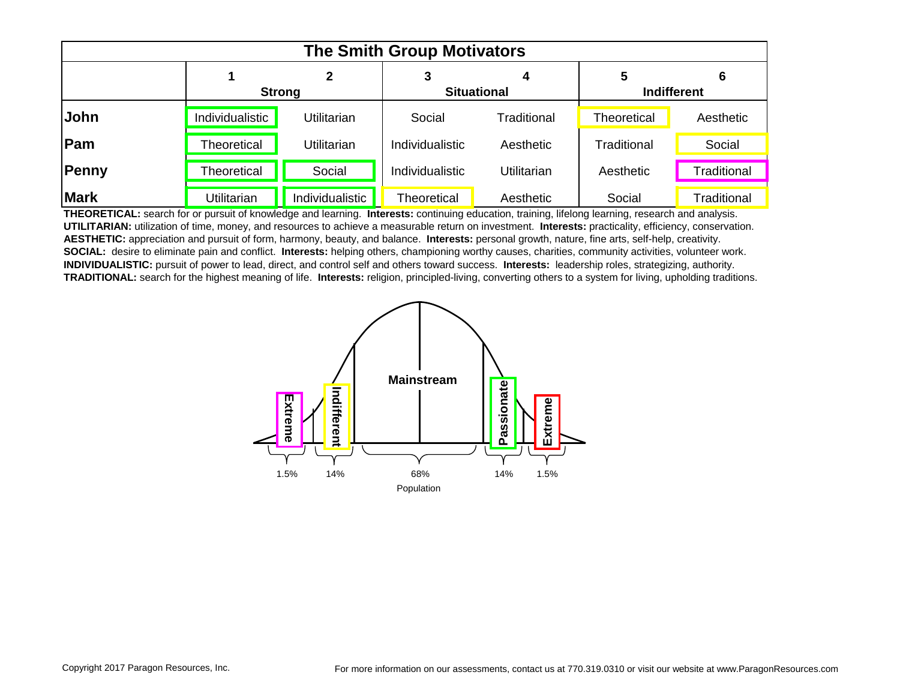## The Smith Group Motivators

| | 1 | 2 | 3 | 4 | 5 | 6 |
|---|---|---|---|---|---|---|
| | Strong | | Situational | | Indifferent | |
| **John** | Individualistic | Utilitarian | Social | Traditional | Theoretical | Aesthetic |
| **Pam** | Theoretical | Utilitarian | Individualistic | Aesthetic | Traditional | Social |
| **Penny** | Theoretical | Social | Individualistic | Utilitarian | Aesthetic | Traditional |
| **Mark** | Utilitarian | Individualistic | Theoretical | Aesthetic | Social | Traditional |

**THEORETICAL:** search for or pursuit of knowledge and learning. **Interests:** continuing education, training, lifelong learning, research and analysis.
**UTILITARIAN:** utilization of time, money, and resources to achieve a measurable return on investment. **Interests:** practicality, efficiency, conservation.
**AESTHETIC:** appreciation and pursuit of form, harmony, beauty, and balance. **Interests:** personal growth, nature, fine arts, self-help, creativity.
**SOCIAL:** desire to eliminate pain and conflict. **Interests:** helping others, championing worthy causes, charities, community activities, volunteer work.
**INDIVIDUALISTIC:** pursuit of power to lead, direct, and control self and others toward success. **Interests:** leadership roles, strategizing, authority.
**TRADITIONAL:** search for the highest meaning of life. **Interests:** religion, principled-living, converting others to a system for living, upholding traditions.

Extreme
Indifferent
Mainstream
Passionate
Extreme

1.5%
14%
68%
14%
1.5%

Population

Copyright 2017 Paragon Resources, Inc.

For more information on our assessments, contact us at 770.319.0310 or visit our website at www.ParagonResources.com